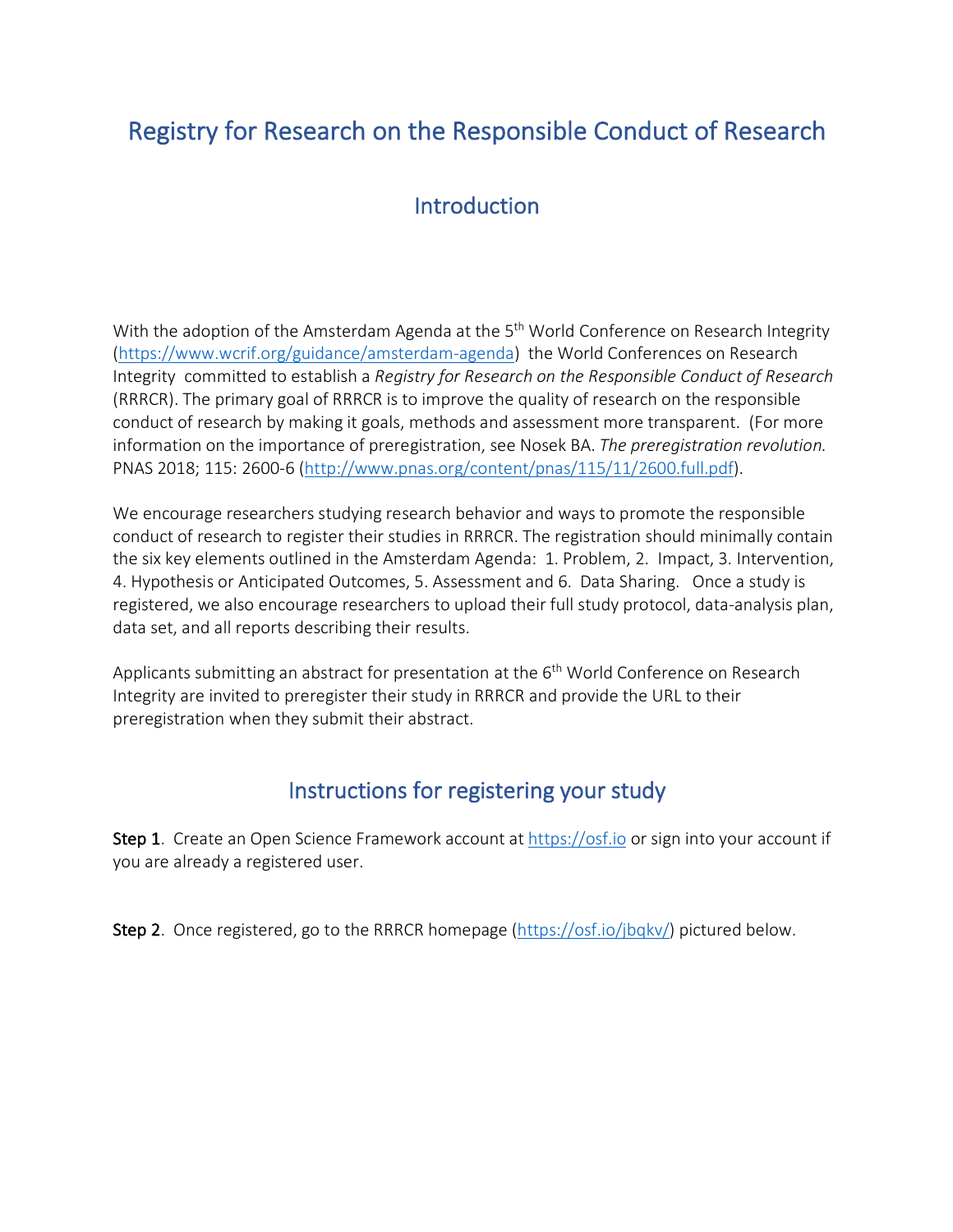# Registry for Research on the Responsible Conduct of Research

## Introduction

With the adoption of the Amsterdam Agenda at the 5th World Conference on Research Integrity (https://www.wcrif.org/guidance/amsterdam-agenda) the World Conferences on Research Integrity committed to establish a *Registry for Research on the Responsible Conduct of Research* (RRRCR). The primary goal of RRRCR is to improve the quality of research on the responsible conduct of research by making it goals, methods and assessment more transparent. (For more information on the importance of preregistration, see Nosek BA. *The preregistration revolution.* PNAS 2018; 115: 2600-6 (http://www.pnas.org/content/pnas/115/11/2600.full.pdf).

We encourage researchers studying research behavior and ways to promote the responsible conduct of research to register their studies in RRRCR. The registration should minimally contain the six key elements outlined in the Amsterdam Agenda: 1. Problem, 2. Impact, 3. Intervention, 4. Hypothesis or Anticipated Outcomes, 5. Assessment and 6. Data Sharing. Once a study is registered, we also encourage researchers to upload their full study protocol, data-analysis plan, data set, and all reports describing their results.

Applicants submitting an abstract for presentation at the 6th World Conference on Research Integrity are invited to preregister their study in RRRCR and provide the URL to their preregistration when they submit their abstract.

## Instructions for registering your study

**Step 1**. Create an Open Science Framework account at https://osf.io or sign into your account if you are already a registered user.

**Step 2**. Once registered, go to the RRRCR homepage (https://osf.io/jbqkv/) pictured below.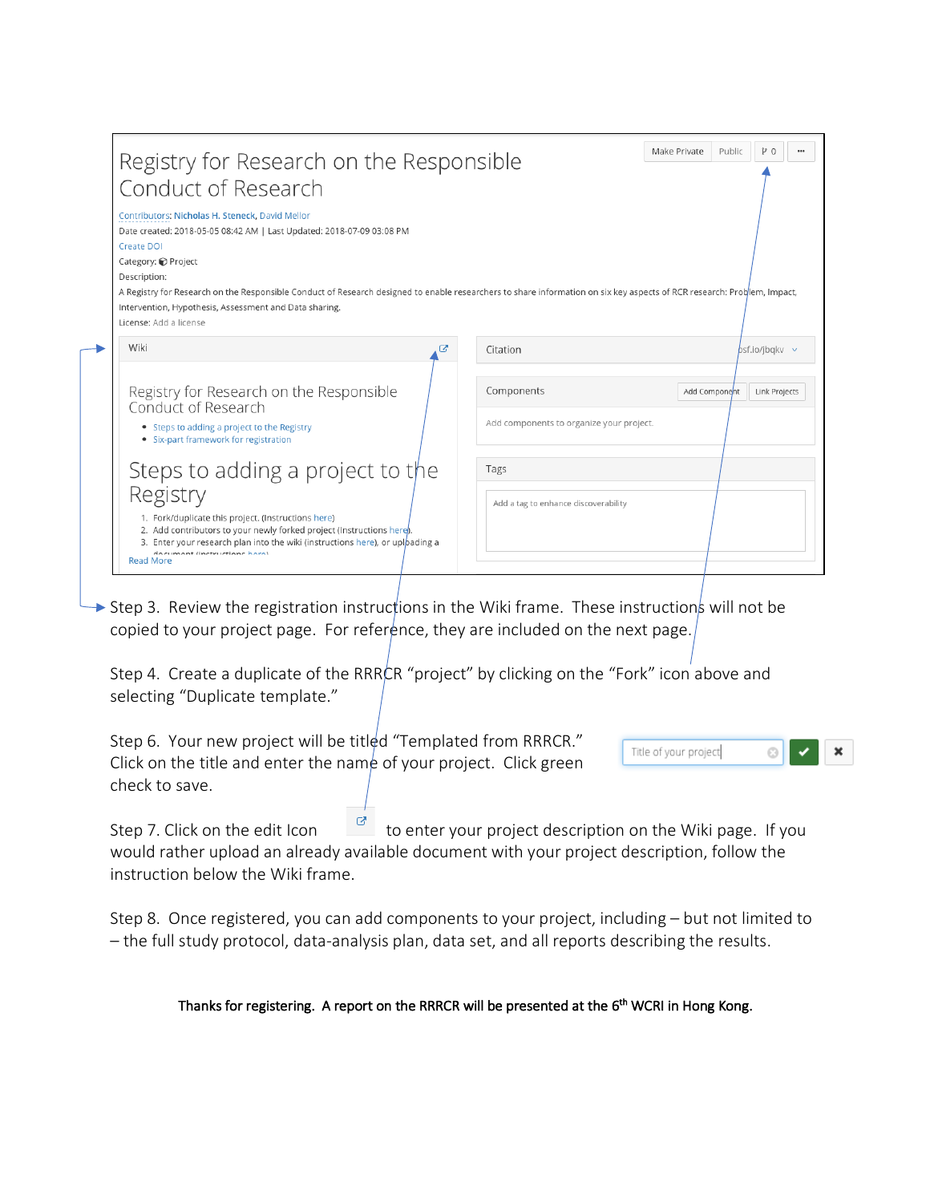Registry for Research on the Responsible Conduct of Research

Contributors: Nicholas H. Steneck, David Mellor
Date created: 2018-05-05 08:42 AM | Last Updated: 2018-07-09 03:08 PM
Create DOI
Category: Project
Description:
A Registry for Research on the Responsible Conduct of Research designed to enable researchers to share information on six key aspects of RCR research: Problem, Impact, Intervention, Hypothesis, Assessment and Data sharing.
License: Add a license

Wiki

Registry for Research on the Responsible Conduct of Research

- Steps to adding a project to the Registry
- Six-part framework for registration

Steps to adding a project to the Registry

1. Fork/duplicate this project. (Instructions here)
2. Add contributors to your newly forked project (Instructions here).
3. Enter your research plan into the wiki (instructions here), or uploading a document (instructions here)

Read More

Citation osf.io/jbqkv

Components Add Component Link Projects

Add components to organize your project.

Tags

Add a tag to enhance discoverability

Step 3. Review the registration instructions in the Wiki frame. These instructions will not be copied to your project page. For reference, they are included on the next page.

Step 4. Create a duplicate of the RRRCR "project" by clicking on the "Fork" icon above and selecting "Duplicate template."

Step 6. Your new project will be titled "Templated from RRRCR." Click on the title and enter the name of your project. Click green check to save.

Step 7. Click on the edit Icon to enter your project description on the Wiki page. If you would rather upload an already available document with your project description, follow the instruction below the Wiki frame.

Step 8. Once registered, you can add components to your project, including – but not limited to – the full study protocol, data-analysis plan, data set, and all reports describing the results.

**Thanks for registering. A report on the RRRCR will be presented at the 6th WCRI in Hong Kong.**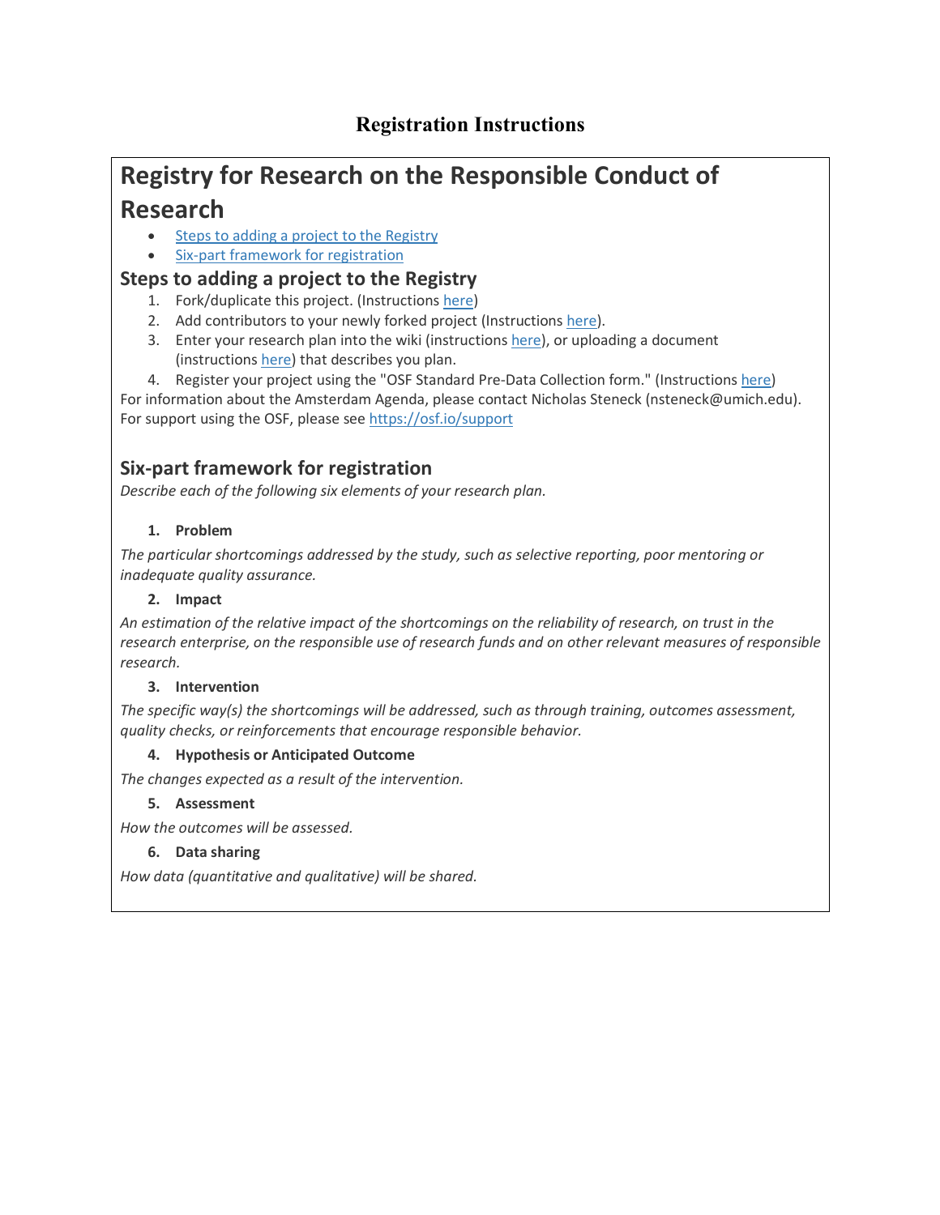# Registration Instructions

## Registry for Research on the Responsible Conduct of Research

- Steps to adding a project to the Registry
- Six-part framework for registration

### Steps to adding a project to the Registry

1. Fork/duplicate this project. (Instructions here)
2. Add contributors to your newly forked project (Instructions here).
3. Enter your research plan into the wiki (instructions here), or uploading a document (instructions here) that describes you plan.
4. Register your project using the "OSF Standard Pre-Data Collection form." (Instructions here)

For information about the Amsterdam Agenda, please contact Nicholas Steneck (nsteneck@umich.edu). For support using the OSF, please see https://osf.io/support

### Six-part framework for registration

*Describe each of the following six elements of your research plan.*

1. **Problem**

*The particular shortcomings addressed by the study, such as selective reporting, poor mentoring or inadequate quality assurance.*

2. **Impact**

*An estimation of the relative impact of the shortcomings on the reliability of research, on trust in the research enterprise, on the responsible use of research funds and on other relevant measures of responsible research.*

3. **Intervention**

*The specific way(s) the shortcomings will be addressed, such as through training, outcomes assessment, quality checks, or reinforcements that encourage responsible behavior.*

4. **Hypothesis or Anticipated Outcome**

*The changes expected as a result of the intervention.*

5. **Assessment**

*How the outcomes will be assessed.*

6. **Data sharing**

*How data (quantitative and qualitative) will be shared.*